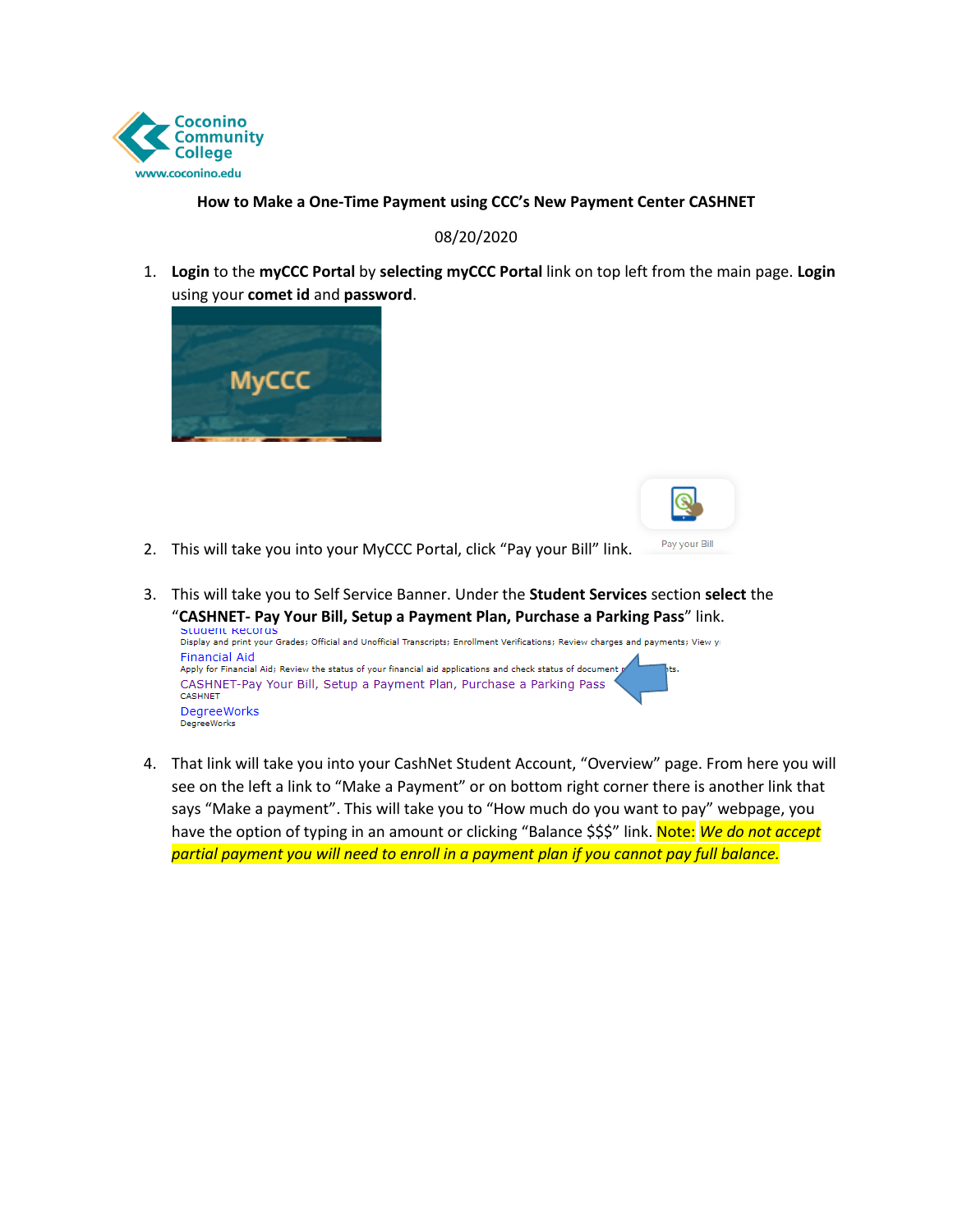**How to Make a One-Time Payment using CCC's New Payment Center CASHNET**

08/20/2020

1. **Login** to the **myCCC Portal** by **selecting myCCC Portal** link on top left from the main page. **Login** using your **comet id** and **password**.

2. This will take you into your MyCCC Portal, click "Pay your Bill" link.

3. This will take you to Self Service Banner. Under the **Student Services** section **select** the "**CASHNET- Pay Your Bill, Setup a Payment Plan, Purchase a Parking Pass**" link.

4. That link will take you into your CashNet Student Account, "Overview" page. From here you will see on the left a link to "Make a Payment" or on bottom right corner there is another link that says "Make a payment". This will take you to "How much do you want to pay" webpage, you have the option of typing in an amount or clicking "Balance $$$" link. Note: *We do not accept partial payment you will need to enroll in a payment plan if you cannot pay full balance.*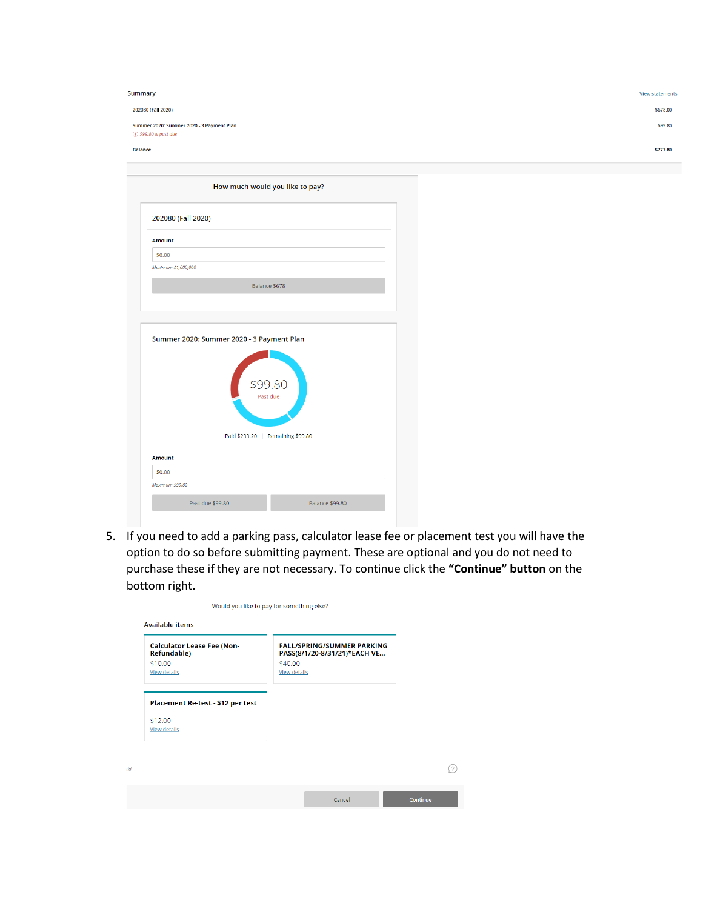Summary | View statements

| | |
|---|---|
| 202080 (Fall 2020) | $678.00 |
| Summer 2020: Summer 2020 - 3 Payment Plan<br>$99.80 is past due | $99.80 |
| **Balance** | **$777.80** |

How much would you like to pay?

202080 (Fall 2020)

**Amount**

$0.00

*Maximum $1,000,000*

Balance $678

Summer 2020: Summer 2020 - 3 Payment Plan

$99.80
Past due

Paid $233.20 | Remaining $99.80

**Amount**

$0.00

*Maximum $99.80*

Past due $99.80 | Balance $99.80

5. If you need to add a parking pass, calculator lease fee or placement test you will have the option to do so before submitting payment. These are optional and you do not need to purchase these if they are not necessary. To continue click the **"Continue" button** on the bottom right.

Would you like to pay for something else?

Available items

**Calculator Lease Fee (Non-Refundable)**
$10.00
View details

**FALL/SPRING/SUMMER PARKING PASS(8/1/20-8/31/21)*EACH VE...**
$40.00
View details

**Placement Re-test - $12 per test**
$12.00
View details

Cancel | Continue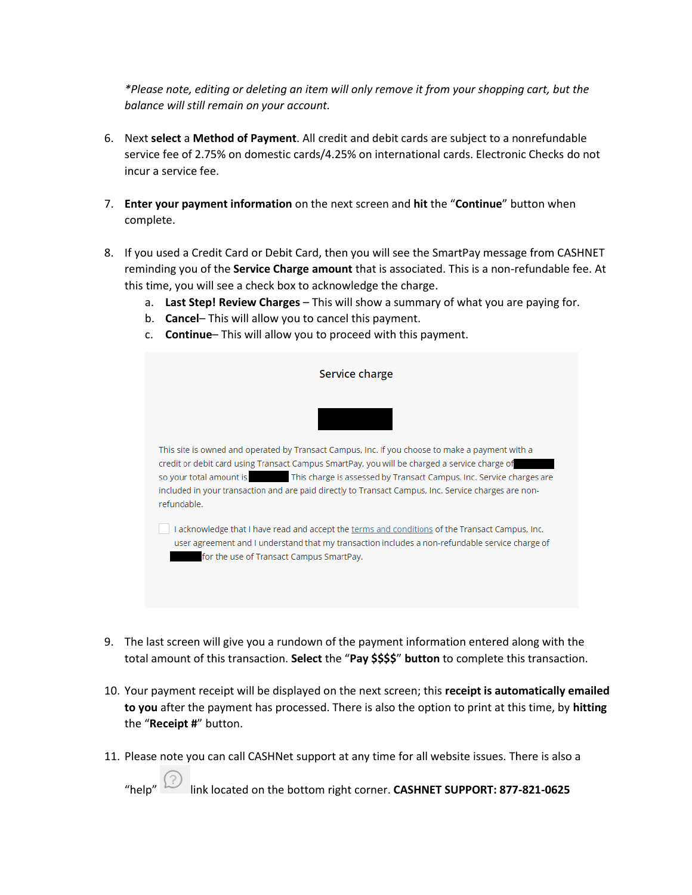*\*Please note, editing or deleting an item will only remove it from your shopping cart, but the balance will still remain on your account.*

6. Next **select** a **Method of Payment**. All credit and debit cards are subject to a nonrefundable service fee of 2.75% on domestic cards/4.25% on international cards. Electronic Checks do not incur a service fee.

7. **Enter your payment information** on the next screen and **hit** the "**Continue**" button when complete.

8. If you used a Credit Card or Debit Card, then you will see the SmartPay message from CASHNET reminding you of the **Service Charge amount** that is associated. This is a non-refundable fee. At this time, you will see a check box to acknowledge the charge.
   a. **Last Step! Review Charges** – This will show a summary of what you are paying for.
   b. **Cancel**– This will allow you to cancel this payment.
   c. **Continue**– This will allow you to proceed with this payment.

Service charge

This site is owned and operated by Transact Campus, Inc. If you choose to make a payment with a credit or debit card using Transact Campus SmartPay, you will be charged a service charge of ██████ so your total amount is ██████ This charge is assessed by Transact Campus, Inc. Service charges are included in your transaction and are paid directly to Transact Campus, Inc. Service charges are non-refundable.

☐ I acknowledge that I have read and accept the terms and conditions of the Transact Campus, Inc. user agreement and I understand that my transaction includes a non-refundable service charge of ██████ for the use of Transact Campus SmartPay.

9. The last screen will give you a rundown of the payment information entered along with the total amount of this transaction. **Select** the "**Pay $$$$**" **button** to complete this transaction.

10. Your payment receipt will be displayed on the next screen; this **receipt is automatically emailed to you** after the payment has processed. There is also the option to print at this time, by **hitting** the "**Receipt #**" button.

11. Please note you can call CASHNet support at any time for all website issues. There is also a "help" link located on the bottom right corner. **CASHNET SUPPORT: 877-821-0625**